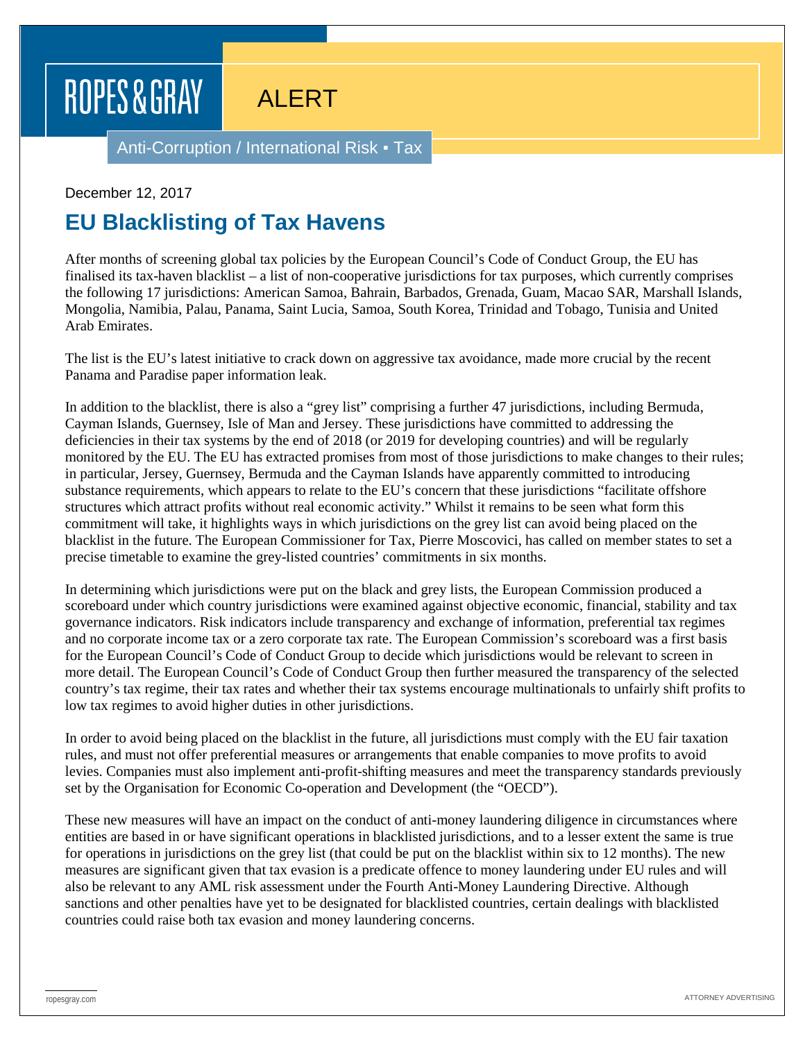ROPES & GRAY

ALERT

Anti-Corruption / International Risk ▪ Tax

December 12, 2017

# EU Blacklisting of Tax Havens

After months of screening global tax policies by the European Council's Code of Conduct Group, the EU has finalised its tax-haven blacklist – a list of non-cooperative jurisdictions for tax purposes, which currently comprises the following 17 jurisdictions: American Samoa, Bahrain, Barbados, Grenada, Guam, Macao SAR, Marshall Islands, Mongolia, Namibia, Palau, Panama, Saint Lucia, Samoa, South Korea, Trinidad and Tobago, Tunisia and United Arab Emirates.

The list is the EU's latest initiative to crack down on aggressive tax avoidance, made more crucial by the recent Panama and Paradise paper information leak.

In addition to the blacklist, there is also a "grey list" comprising a further 47 jurisdictions, including Bermuda, Cayman Islands, Guernsey, Isle of Man and Jersey. These jurisdictions have committed to addressing the deficiencies in their tax systems by the end of 2018 (or 2019 for developing countries) and will be regularly monitored by the EU. The EU has extracted promises from most of those jurisdictions to make changes to their rules; in particular, Jersey, Guernsey, Bermuda and the Cayman Islands have apparently committed to introducing substance requirements, which appears to relate to the EU's concern that these jurisdictions "facilitate offshore structures which attract profits without real economic activity." Whilst it remains to be seen what form this commitment will take, it highlights ways in which jurisdictions on the grey list can avoid being placed on the blacklist in the future. The European Commissioner for Tax, Pierre Moscovici, has called on member states to set a precise timetable to examine the grey-listed countries' commitments in six months.

In determining which jurisdictions were put on the black and grey lists, the European Commission produced a scoreboard under which country jurisdictions were examined against objective economic, financial, stability and tax governance indicators. Risk indicators include transparency and exchange of information, preferential tax regimes and no corporate income tax or a zero corporate tax rate. The European Commission's scoreboard was a first basis for the European Council's Code of Conduct Group to decide which jurisdictions would be relevant to screen in more detail. The European Council's Code of Conduct Group then further measured the transparency of the selected country's tax regime, their tax rates and whether their tax systems encourage multinationals to unfairly shift profits to low tax regimes to avoid higher duties in other jurisdictions.

In order to avoid being placed on the blacklist in the future, all jurisdictions must comply with the EU fair taxation rules, and must not offer preferential measures or arrangements that enable companies to move profits to avoid levies. Companies must also implement anti-profit-shifting measures and meet the transparency standards previously set by the Organisation for Economic Co-operation and Development (the "OECD").

These new measures will have an impact on the conduct of anti-money laundering diligence in circumstances where entities are based in or have significant operations in blacklisted jurisdictions, and to a lesser extent the same is true for operations in jurisdictions on the grey list (that could be put on the blacklist within six to 12 months). The new measures are significant given that tax evasion is a predicate offence to money laundering under EU rules and will also be relevant to any AML risk assessment under the Fourth Anti-Money Laundering Directive. Although sanctions and other penalties have yet to be designated for blacklisted countries, certain dealings with blacklisted countries could raise both tax evasion and money laundering concerns.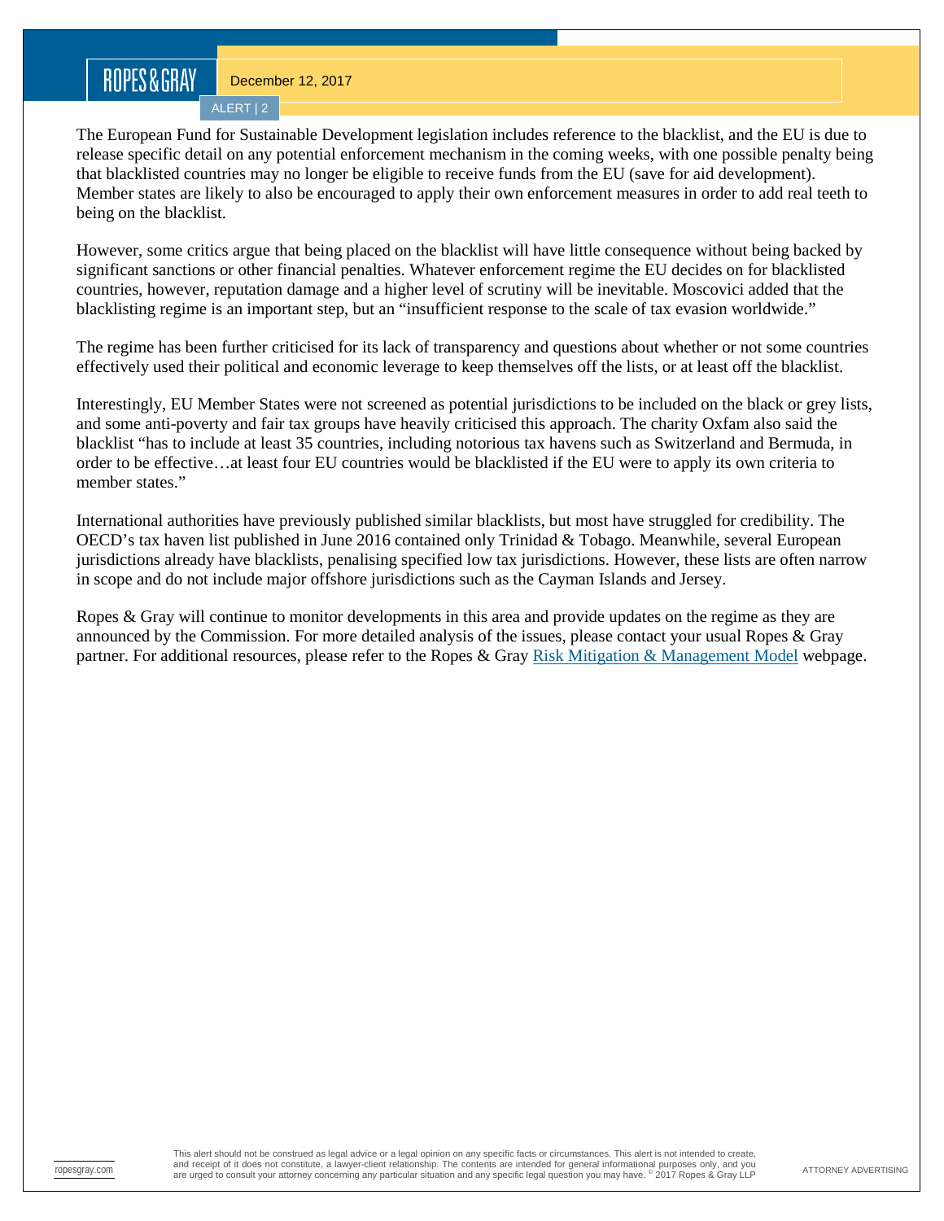The European Fund for Sustainable Development legislation includes reference to the blacklist, and the EU is due to release specific detail on any potential enforcement mechanism in the coming weeks, with one possible penalty being that blacklisted countries may no longer be eligible to receive funds from the EU (save for aid development). Member states are likely to also be encouraged to apply their own enforcement measures in order to add real teeth to being on the blacklist.

However, some critics argue that being placed on the blacklist will have little consequence without being backed by significant sanctions or other financial penalties. Whatever enforcement regime the EU decides on for blacklisted countries, however, reputation damage and a higher level of scrutiny will be inevitable. Moscovici added that the blacklisting regime is an important step, but an "insufficient response to the scale of tax evasion worldwide."

The regime has been further criticised for its lack of transparency and questions about whether or not some countries effectively used their political and economic leverage to keep themselves off the lists, or at least off the blacklist.

Interestingly, EU Member States were not screened as potential jurisdictions to be included on the black or grey lists, and some anti-poverty and fair tax groups have heavily criticised this approach. The charity Oxfam also said the blacklist "has to include at least 35 countries, including notorious tax havens such as Switzerland and Bermuda, in order to be effective…at least four EU countries would be blacklisted if the EU were to apply its own criteria to member states."

International authorities have previously published similar blacklists, but most have struggled for credibility. The OECD's tax haven list published in June 2016 contained only Trinidad & Tobago. Meanwhile, several European jurisdictions already have blacklists, penalising specified low tax jurisdictions. However, these lists are often narrow in scope and do not include major offshore jurisdictions such as the Cayman Islands and Jersey.

Ropes & Gray will continue to monitor developments in this area and provide updates on the regime as they are announced by the Commission. For more detailed analysis of the issues, please contact your usual Ropes & Gray partner. For additional resources, please refer to the Ropes & Gray Risk Mitigation & Management Model webpage.

This alert should not be construed as legal advice or a legal opinion on any specific facts or circumstances. This alert is not intended to create, and receipt of it does not constitute, a lawyer-client relationship. The contents are intended for general informational purposes only, and you are urged to consult your attorney concerning any particular situation and any specific legal question you may have. © 2017 Ropes & Gray LLP

ATTORNEY ADVERTISING